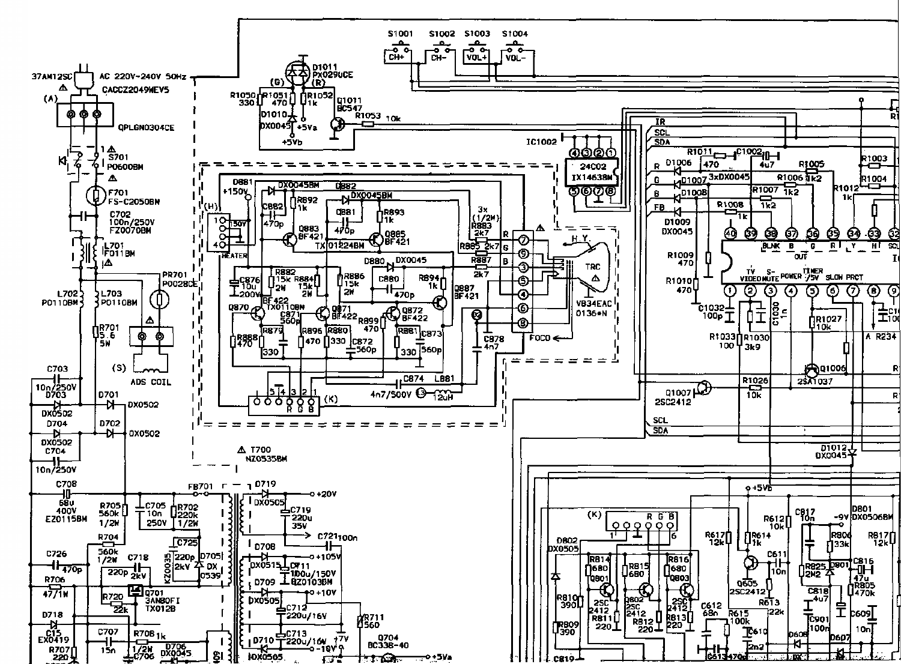37AM12SC ⚠ AC 220V~240V 50Hz

CACCZ2049WEV5

(A)

QPLGN0304CE

⚠ S701 P0600BM

⚠ F701 FS-C2050BM

C702 100n/250V FZ0070BM

L701 F011BM ⚠

PR701 P0028CE

L702 P0110BM

L703 P0110BM

R701 5.6 5W

⚠ (S) ADS COIL

C703 10n/250V

D703 DX0502

D701 DX0502

D704 DX0502

D702 DX0502

C704 10n/250V

C708 68U 400V EZ0115BM

R705 560k 1/2W

C705 10n 250V

R702 220k 1/2W

R704 560k 1/2W

C726 470p

C718 2kV 220p

C725 220p 2kV

KZ0035

D705 DX 0539

R706 47/1W

Q701 3AN80FI TX012B

R720 22k

D718 EX0419

C15

C707 15n

R708 1k 1/2W

C706

D706 DX0045

R707 220

⚠ T700 NZ0535BM

FB701

D719 DX0505 +20V

C719 220u 35V

C721 100n

D708 DX0515 +105V

C711 100u/150V BZ0103BM

D709 DX0505 +10V

C712 220u/16V

R711 560

C713 220u/16V

D710 DX0505 -10V +7V

Q704 BC338-40 +5Va

D1011 PX0290CE (G) (R)

R1050 330

R1051 470

R1052 1k

D1010 DX0045 +5Va

+5Vb

Q1011 BC547

R1053 10k

S1001 CH+

S1002 CH-

S1003 VOL+

S1004 VOL-

D881 +150V

(H) 150V HEATER

DX0045BM

D882 DX0045BM

C882 470p

R892 1k

C881 470p

R893 1k

Q883 BF421

Q885 BF421

TX 01224BM

D880 DX0045

C876 10u 200V

R882 15k 2W

R884 15k 2W

R886 15k 2W

C880 470p

R894 1k

Q887 BF421

Q870 BF422

TX0110BM

Q871 BF422

C871 560p

Q872 BF422

R888 470

R879 330

R896 470

R880 330

R899 470

R881 330

C872 560p

C873 560p

C874 4n7/500V

L881 12uH

(K) 5 4 3 2 1 R G B

3x (1/2W)

R883 2k7

R885 2k7

R887 2k7

R G B

⚠ 7 9 3 5 4 6 8

C878 4n7

FOCO

H Y

TRC ⚠

VB34EAC 0136*N

IC1002 24C02 IX1463BM

4 3 2 1 5 6 7 8

IR SCL SDA

R1011 470

C1002 4u7

R1005 1k2

R1003

R1004

D1006

D1007 3xDX0045

R1006 1k2

R1007 1k2

D1008

R1012 1k

R1008 1k

D1009 DX0045

R G B FB

40 39 38 37 36 35 34 33 32

BLNK B G R Y H SCL

OUT

R1009 470

R1010 470

TV VIDEO S-MUTE POWER TIMER /5V SLOW PRCT

1 2 3 4 5 6 7 8 9

C1032 100p

C1030 1n

R1033 100

R1030 3k9

R1027 10k

A R234

Q1006 2SA1037

Q1007 2SC2412

R1026 10k

SCL SDA

D1012 DX0045

+5Vb

(K) R G B 1 6

D802 DX0505

R814 680

Q801 2SC 2412

R811 220

R815 680

Q802 2SC 2412

R812 220

R816 680

Q803 2SC 2412

R813 220

R810 390

R809 390

C819

R617 12k

R614 1k

Q605 2SC2412

R612 10k

C611 10n

R613 22k

C612 68n

R615 100k

C610 2n2

C613 470p

C817 10n

-9V

D801 DX0506BM

R806 33k

R817 12k

R825 2M2

D901

C816 47u

R805 470k

C818 4u7

C901 100n

C609 10n

D608 DX

D607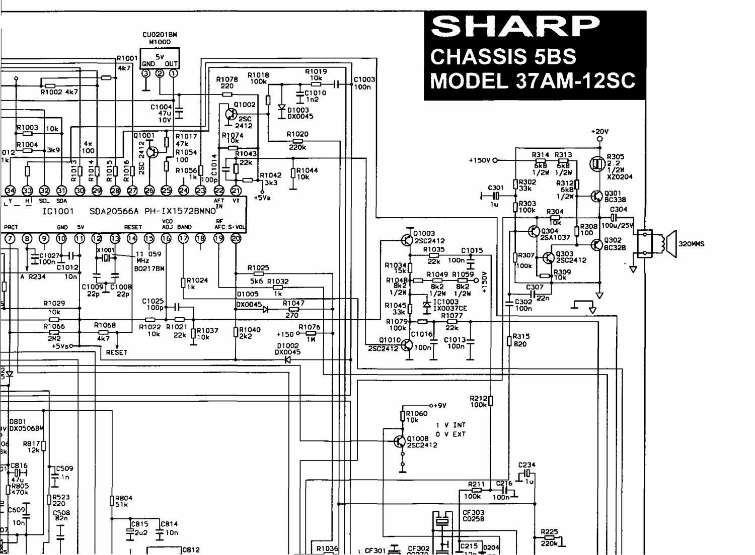# SHARP

## CHASSIS 5BS

## MODEL 37AM-12SC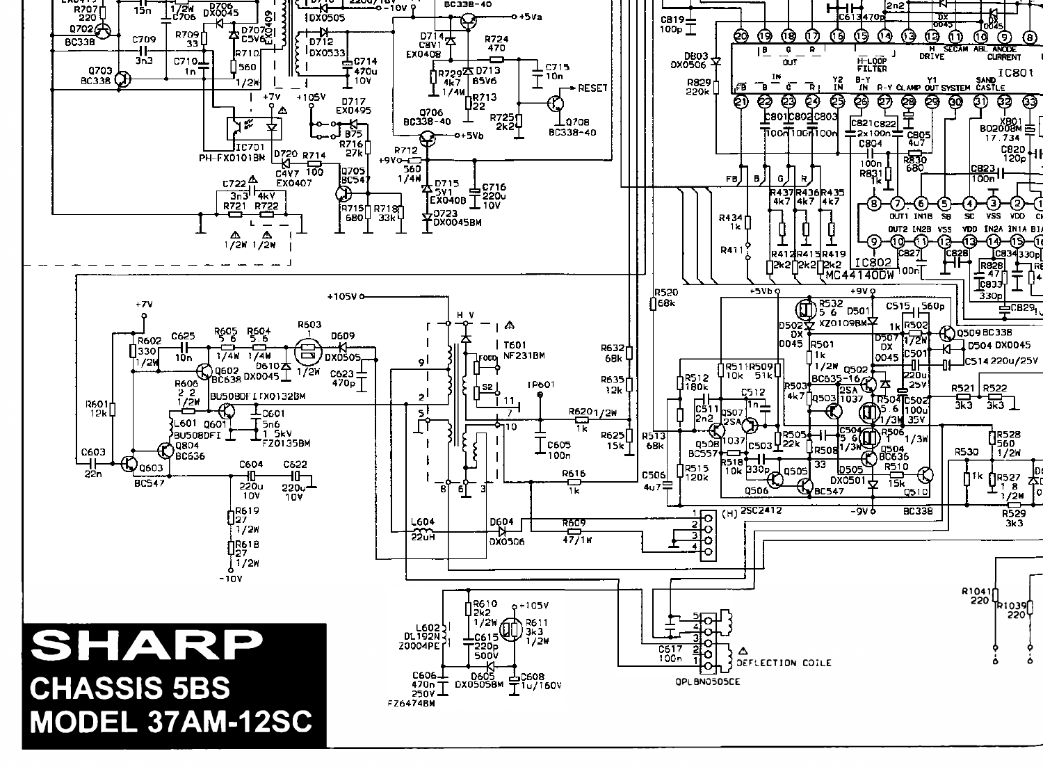**SHARP**

**CHASSIS 5BS**

**MODEL 37AM-12SC**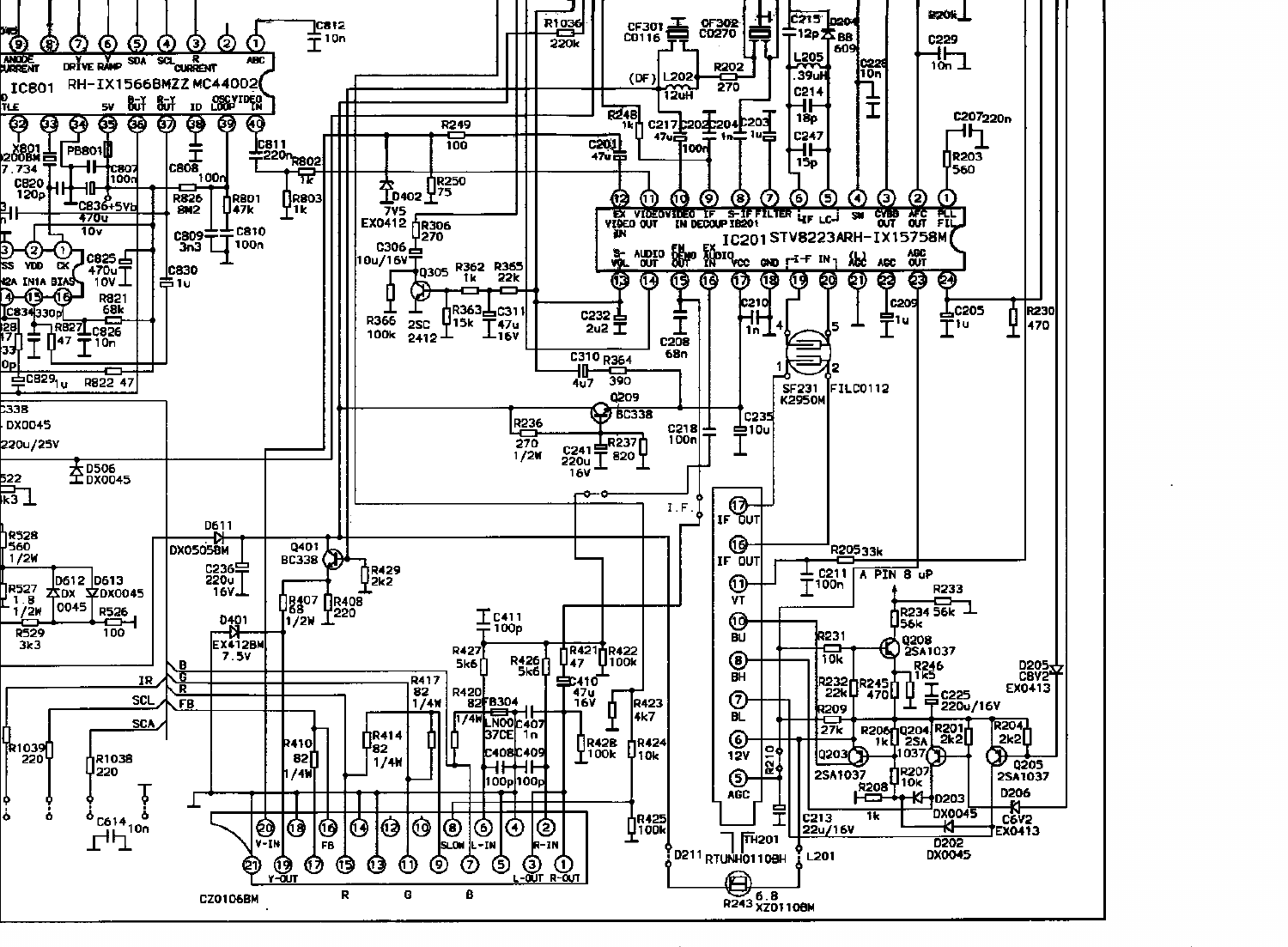IC801 RH-IX1566BMZZ MC44002

9 ANODE CURRENT
8
7 V DRIVE
6 V RAMP
5 SDA
4 SCL
3 R CURRENT
2
1 ABC

32
33
34
35 5V
36 B-Y OUT
37 R-Y OUT
38 ID
39 OSC LOOP
40 VIDEO IN

C812 10n
X801 200BM 7.734
PB801
C807 100n
C820 120p
C836 +5Vb
C808 100n
R826 8M2
R801 47k
C809 3n3
C810 100n
C811 220n
R802 1k
R803 1k
470u 10v
C825 470u 10V
C830 1u
R821 68k
R827 47
C826 10n
C834 330p
R822 47
C829 1u
VSS VDD CK
IN2A IN1A BIAS

R1036 220k
CF301 C0116
CF302 C0270
(DF)
L202 12uH
R202 270
R248 1k
R249 100
R250 75
D402 7V5 EX0412
R306 270
C306 10u/16V
Q305 2SC 2412
R366 100k
R362 1k
R365 22k
R363 15k
C311 47u 16V
C232 2u2
C310 4u7
R364 390
C217 47u
C202 100n
C204 1n
C203 1u
C201 47u
C215 12p
D204 BB 609
L205 .39uH
C214 18p
C247 15p
C228 10n
220k
C229 10n
C207 220n
R203 560

IC201 STV8223ARH-IX15758M
12 EX VIDEO IN
11 VIDEO OUT
10 VIDEO IN
9 IF DECOUP
8 S-IF IB201
7 FILTER
6 LIF LC
5 LC
4 SW
3 CVBS OUT
2 AFC OUT
1 PLL FIL
13 S-VOL
14 AUDIO OUT
15 FM DEMO OUT
16 EX AUDIO IN
17 VCC
18 GND
19 I-F
20 IN
21 (L) AGC
22 AGC
23 AGC OUT
24

C208 68n
C210 1n
C209 1u
C205 1u
R230 470
SF231 K2950M FILC0112
C235 10u
C218 100n
Q209 BC338
R236 270 1/2W
C241 220u 16V
R237 820

C338
DX0045
220u/25V
D506 DX0045
522 3k3
R528 560 1/2W
R527 1.8 1/2W
D612 DX 0045
D613 DX0045
R526 100
R529 3k3
D611 DX0505BM
C236 220u 16V
Q401 BC338
R429 2k2
R407 68 1/2W
R408 220
D401 EX412BM 7.5V
IR
SCL
SCA
B
G
R
FB
R417 82 1/4W
R1039 220
R1038 220
C614 10n
R410 82 1/4W
R414 82 1/4W
C411 100p
R427 5k6
R426 5k6
R421 47
R422 100k
R420 82 1/4W
FB304 LN00 37CE
C407 1n
C408 100p
C409 100p
C410 47u 16V
R428 100k
R423 4k7
R424 10k
R425 100k

CZ0106BM
20 V-IN
21 Y-OUT
19 Y-OUT
18
16 FB
17
14
15
12
13
10
11
8 SLOW
9
6 L-IN
7
4
5
2 R-IN
3 L-OUT
1 R-OUT
R
G
B

I.F.
17 IF OUT
16 IF OUT
11 VT
10 BU
8 BH
7 BL
6 12V
5 AGC
R210
TH201
RTUNH0110BH
D211
L201
R243 6.8 XZ0110BM

R205 33k
C211 100n
A PIN 8 uP
R233
R234 56k
56k
R231 10k
Q208 2SA1037
R246 1k5
R232 22k
R245 470
C225 220u/16V
R209 27k
R206 1k
Q204 2SA 1037
R201 2k2
R204 2k2
Q203 2SA1037
R207 10k
Q205 2SA1037
R208 1k
D203 DX0045
D206 C6V2 EX0413
D205 C8V2 EX0413
C213 22u/16V
D202 DX0045